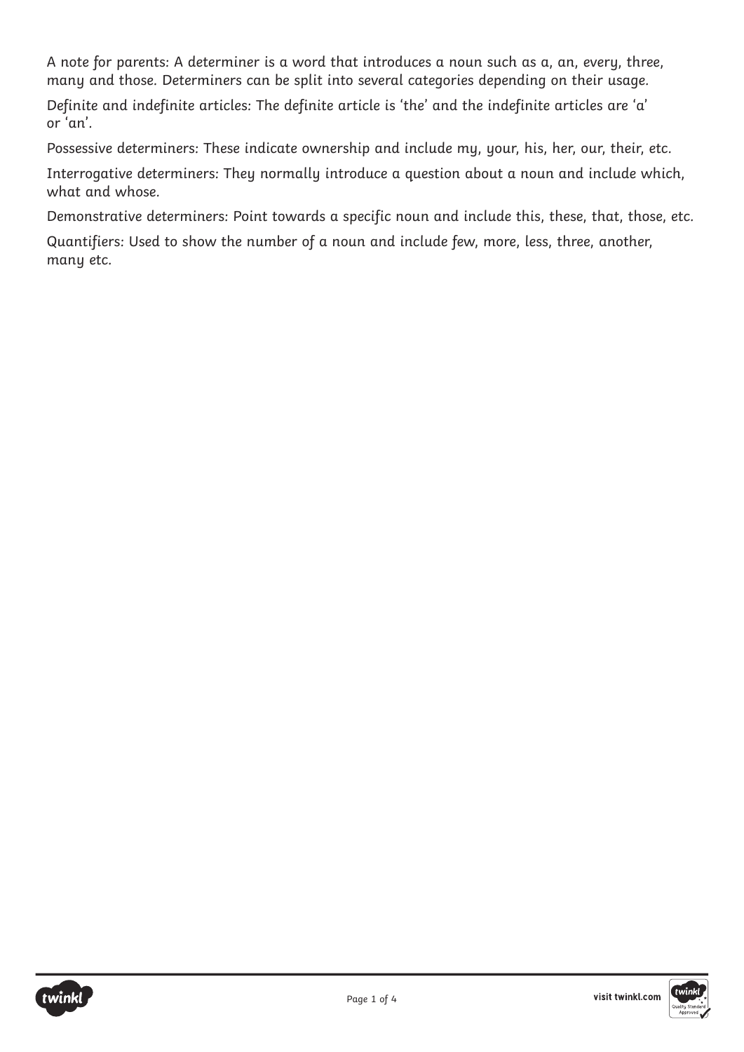A note for parents: A determiner is a word that introduces a noun such as a, an, every, three, many and those. Determiners can be split into several categories depending on their usage.

Definite and indefinite articles: The definite article is 'the' and the indefinite articles are 'a' or 'an'.

Possessive determiners: These indicate ownership and include my, your, his, her, our, their, etc.

Interrogative determiners: They normally introduce a question about a noun and include which, what and whose.

Demonstrative determiners: Point towards a specific noun and include this, these, that, those, etc.

Quantifiers: Used to show the number of a noun and include few, more, less, three, another, many etc.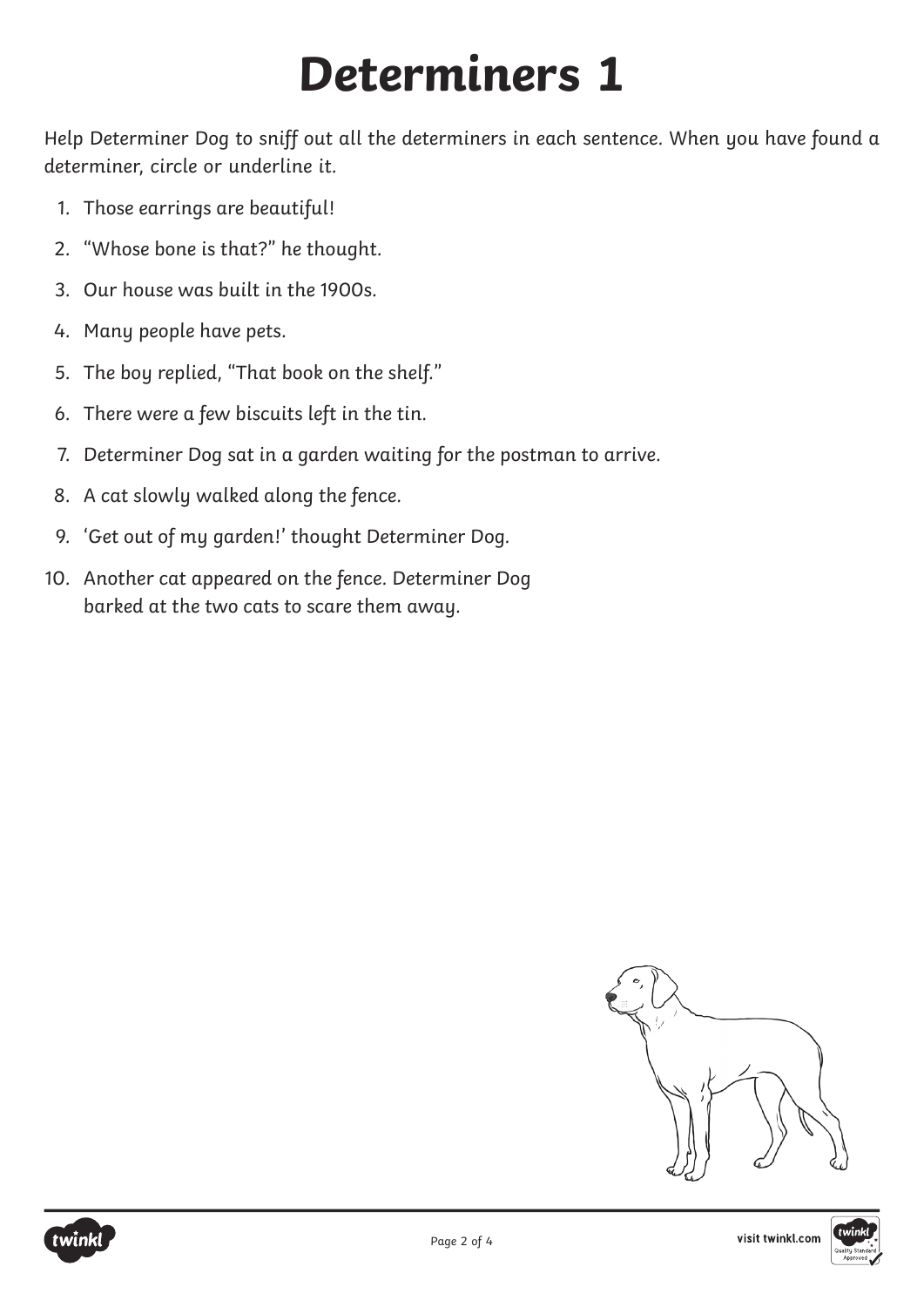# Determiners 1

Help Determiner Dog to sniff out all the determiners in each sentence. When you have found a determiner, circle or underline it.

1. Those earrings are beautiful!
2. "Whose bone is that?" he thought.
3. Our house was built in the 1900s.
4. Many people have pets.
5. The boy replied, "That book on the shelf."
6. There were a few biscuits left in the tin.
7. Determiner Dog sat in a garden waiting for the postman to arrive.
8. A cat slowly walked along the fence.
9. 'Get out of my garden!' thought Determiner Dog.
10. Another cat appeared on the fence. Determiner Dog barked at the two cats to scare them away.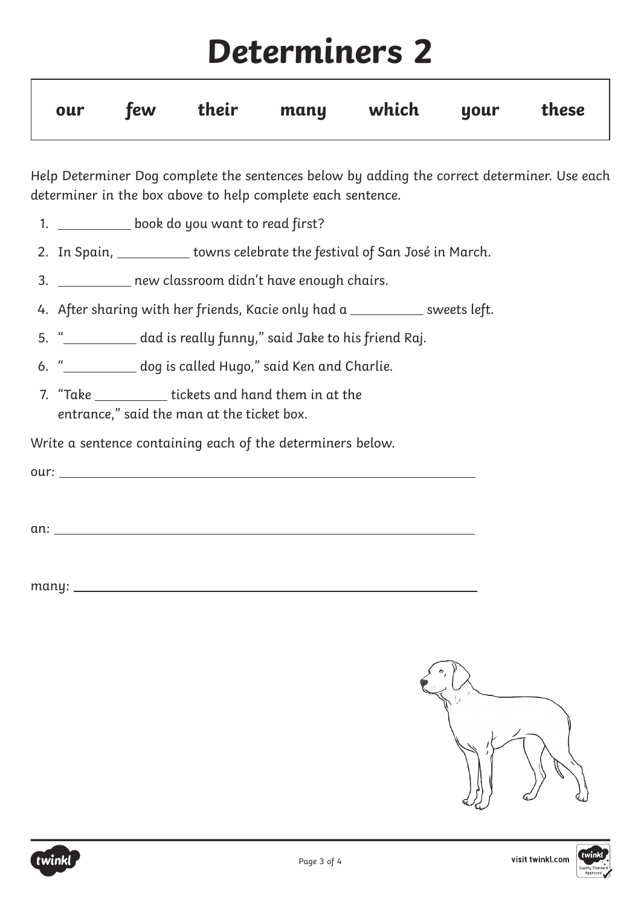# Determiners 2

| our | few | their | many | which | your | these |
|---|---|---|---|---|---|---|

Help Determiner Dog complete the sentences below by adding the correct determiner. Use each determiner in the box above to help complete each sentence.

1. __________ book do you want to read first?
2. In Spain, __________ towns celebrate the festival of San José in March.
3. __________ new classroom didn't have enough chairs.
4. After sharing with her friends, Kacie only had a __________ sweets left.
5. "__________ dad is really funny," said Jake to his friend Raj.
6. "__________ dog is called Hugo," said Ken and Charlie.
7. "Take __________ tickets and hand them in at the entrance," said the man at the ticket box.

Write a sentence containing each of the determiners below.

our: ____________________________________________

an: ____________________________________________

many: ____________________________________________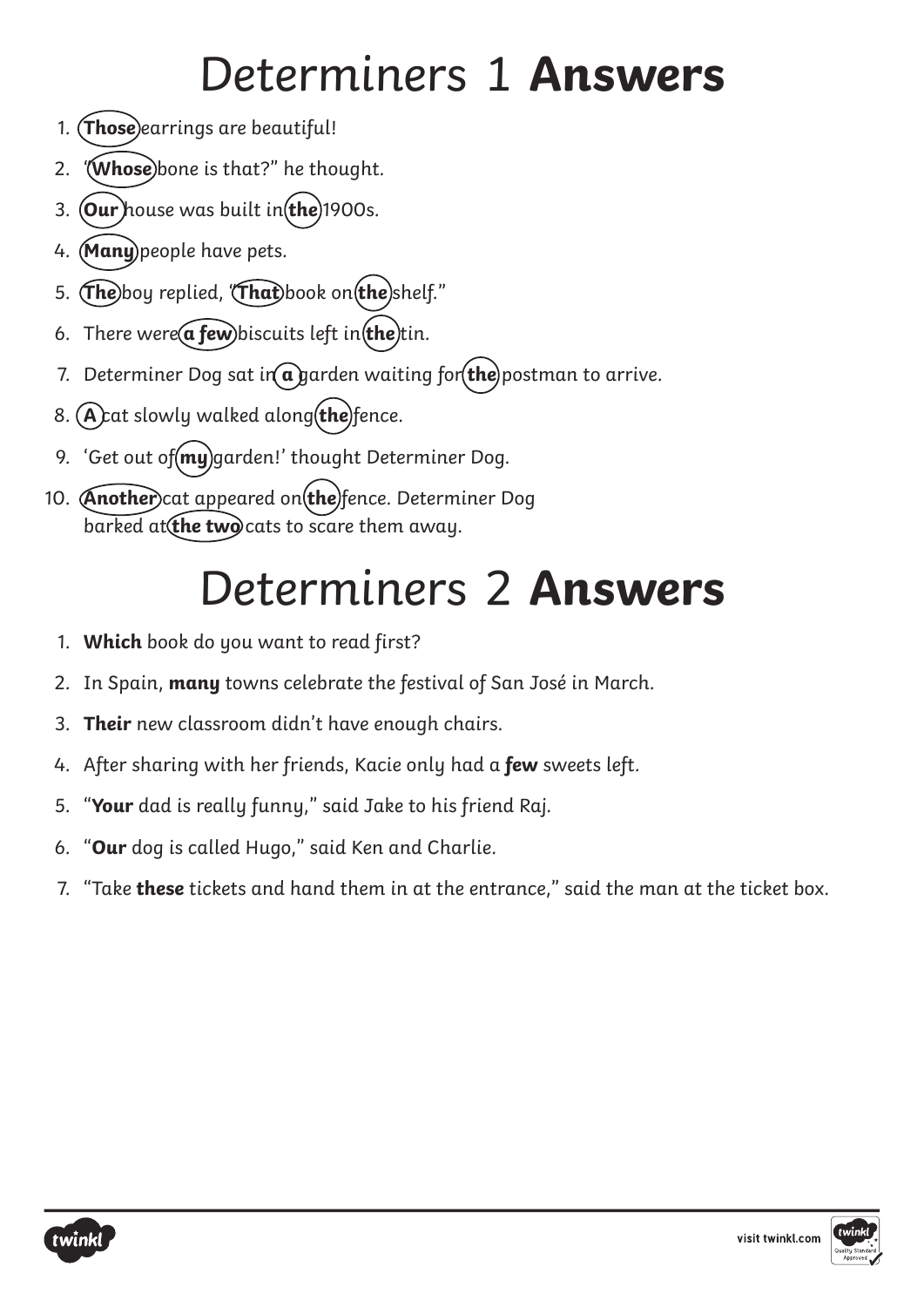# Determiners 1 **Answers**

1. **Those** earrings are beautiful!
2. "**Whose** bone is that?" he thought.
3. **Our** house was built in **the** 1900s.
4. **Many** people have pets.
5. **The** boy replied, "**That** book on **the** shelf."
6. There were **a few** biscuits left in **the** tin.
7. Determiner Dog sat in **a** garden waiting for **the** postman to arrive.
8. **A** cat slowly walked along **the** fence.
9. 'Get out of **my** garden!' thought Determiner Dog.
10. **Another** cat appeared on **the** fence. Determiner Dog barked at **the two** cats to scare them away.

# Determiners 2 **Answers**

1. **Which** book do you want to read first?
2. In Spain, **many** towns celebrate the festival of San José in March.
3. **Their** new classroom didn't have enough chairs.
4. After sharing with her friends, Kacie only had a **few** sweets left.
5. "**Your** dad is really funny," said Jake to his friend Raj.
6. "**Our** dog is called Hugo," said Ken and Charlie.
7. "Take **these** tickets and hand them in at the entrance," said the man at the ticket box.